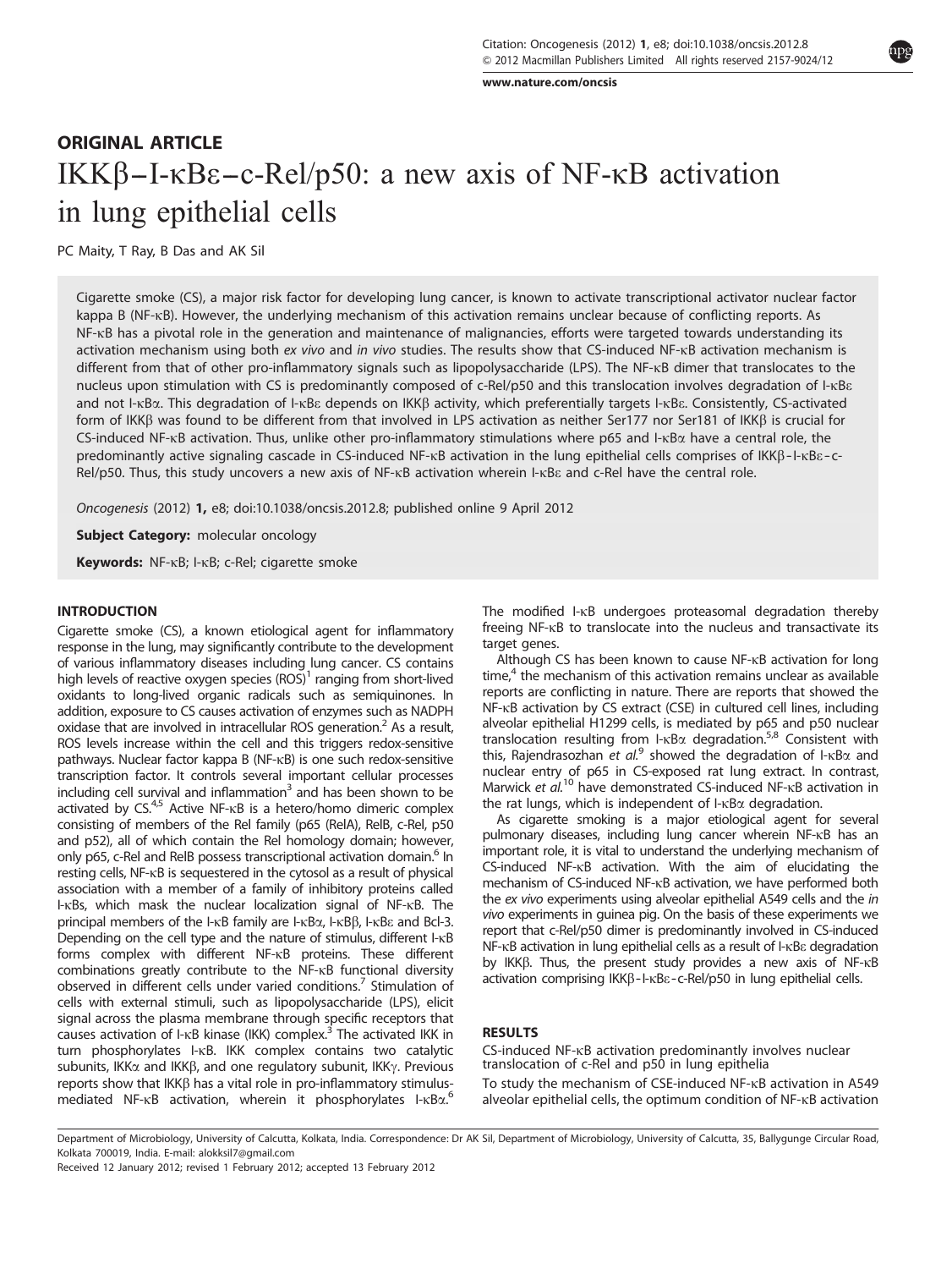ORIGINAL ARTICLE

# IKKβ–I-κBε–c-Rel/p50: a new axis of NF-κB activation in lung epithelial cells

PC Maity, T Ray, B Das and AK Sil

Cigarette smoke (CS), a major risk factor for developing lung cancer, is known to activate transcriptional activator nuclear factor kappa B (NF-κB). However, the underlying mechanism of this activation remains unclear because of conflicting reports. As NF-κB has a pivotal role in the generation and maintenance of malignancies, efforts were targeted towards understanding its activation mechanism using both *ex vivo* and *in vivo* studies. The results show that CS-induced NF-κB activation mechanism is different from that of other pro-inflammatory signals such as lipopolysaccharide (LPS). The NF-κB dimer that translocates to the nucleus upon stimulation with CS is predominantly composed of c-Rel/p50 and this translocation involves degradation of I-κBε and not I-κBα. This degradation of I-κBε depends on IKKβ activity, which preferentially targets I-κBε. Consistently, CS-activated form of IKKβ was found to be different from that involved in LPS activation as neither Ser177 nor Ser181 of IKKβ is crucial for CS-induced NF-κB activation. Thus, unlike other pro-inflammatory stimulations where p65 and I-κBα have a central role, the predominantly active signaling cascade in CS-induced NF-κB activation in the lung epithelial cells comprises of IKKβ-I-κBε-c-Rel/p50. Thus, this study uncovers a new axis of NF-κB activation wherein I-κBε and c-Rel have the central role.

*Oncogenesis* (2012) **1**, e8; doi:10.1038/oncsis.2012.8; published online 9 April 2012

**Subject Category:** molecular oncology

**Keywords:** NF-κB; I-κB; c-Rel; cigarette smoke

## INTRODUCTION

Cigarette smoke (CS), a known etiological agent for inflammatory response in the lung, may significantly contribute to the development of various inflammatory diseases including lung cancer. CS contains high levels of reactive oxygen species (ROS)[1] ranging from short-lived oxidants to long-lived organic radicals such as semiquinones. In addition, exposure to CS causes activation of enzymes such as NADPH oxidase that are involved in intracellular ROS generation.[2] As a result, ROS levels increase within the cell and this triggers redox-sensitive pathways. Nuclear factor kappa B (NF-κB) is one such redox-sensitive transcription factor. It controls several important cellular processes including cell survival and inflammation[3] and has been shown to be activated by CS.[4,5] Active NF-κB is a hetero/homo dimeric complex consisting of members of the Rel family (p65 (RelA), RelB, c-Rel, p50 and p52), all of which contain the Rel homology domain; however, only p65, c-Rel and RelB possess transcriptional activation domain.[6] In resting cells, NF-κB is sequestered in the cytosol as a result of physical association with a member of a family of inhibitory proteins called I-κBs, which mask the nuclear localization signal of NF-κB. The principal members of the I-κB family are I-κBα, I-κBβ, I-κBε and Bcl-3. Depending on the cell type and the nature of stimulus, different I-κB forms complex with different NF-κB proteins. These different combinations greatly contribute to the NF-κB functional diversity observed in different cells under varied conditions.[7] Stimulation of cells with external stimuli, such as lipopolysaccharide (LPS), elicit signal across the plasma membrane through specific receptors that causes activation of I-κB kinase (IKK) complex.[3] The activated IKK in turn phosphorylates I-κB. IKK complex contains two catalytic subunits, IKKα and IKKβ, and one regulatory subunit, IKKγ. Previous reports show that IKKβ has a vital role in pro-inflammatory stimulus-mediated NF-κB activation, wherein it phosphorylates I-κBα.[6] The modified I-κB undergoes proteasomal degradation thereby freeing NF-κB to translocate into the nucleus and transactivate its target genes.

Although CS has been known to cause NF-κB activation for long time,[4] the mechanism of this activation remains unclear as available reports are conflicting in nature. There are reports that showed the NF-κB activation by CS extract (CSE) in cultured cell lines, including alveolar epithelial H1299 cells, is mediated by p65 and p50 nuclear translocation resulting from I-κBα degradation.[5,8] Consistent with this, Rajendrasozhan *et al.*[9] showed the degradation of I-κBα and nuclear entry of p65 in CS-exposed rat lung extract. In contrast, Marwick *et al.*[10] have demonstrated CS-induced NF-κB activation in the rat lungs, which is independent of I-κBα degradation.

As cigarette smoking is a major etiological agent for several pulmonary diseases, including lung cancer wherein NF-κB has an important role, it is vital to understand the underlying mechanism of CS-induced NF-κB activation. With the aim of elucidating the mechanism of CS-induced NF-κB activation, we have performed both the *ex vivo* experiments using alveolar epithelial A549 cells and the *in vivo* experiments in guinea pig. On the basis of these experiments we report that c-Rel/p50 dimer is predominantly involved in CS-induced NF-κB activation in lung epithelial cells as a result of I-κBε degradation by IKKβ. Thus, the present study provides a new axis of NF-κB activation comprising IKKβ-I-κBε-c-Rel/p50 in lung epithelial cells.

## RESULTS

### CS-induced NF-κB activation predominantly involves nuclear translocation of c-Rel and p50 in lung epithelia

To study the mechanism of CSE-induced NF-κB activation in A549 alveolar epithelial cells, the optimum condition of NF-κB activation

Department of Microbiology, University of Calcutta, Kolkata, India. Correspondence: Dr AK Sil, Department of Microbiology, University of Calcutta, 35, Ballygunge Circular Road, Kolkata 700019, India. E-mail: alokksil7@gmail.com

Received 12 January 2012; revised 1 February 2012; accepted 13 February 2012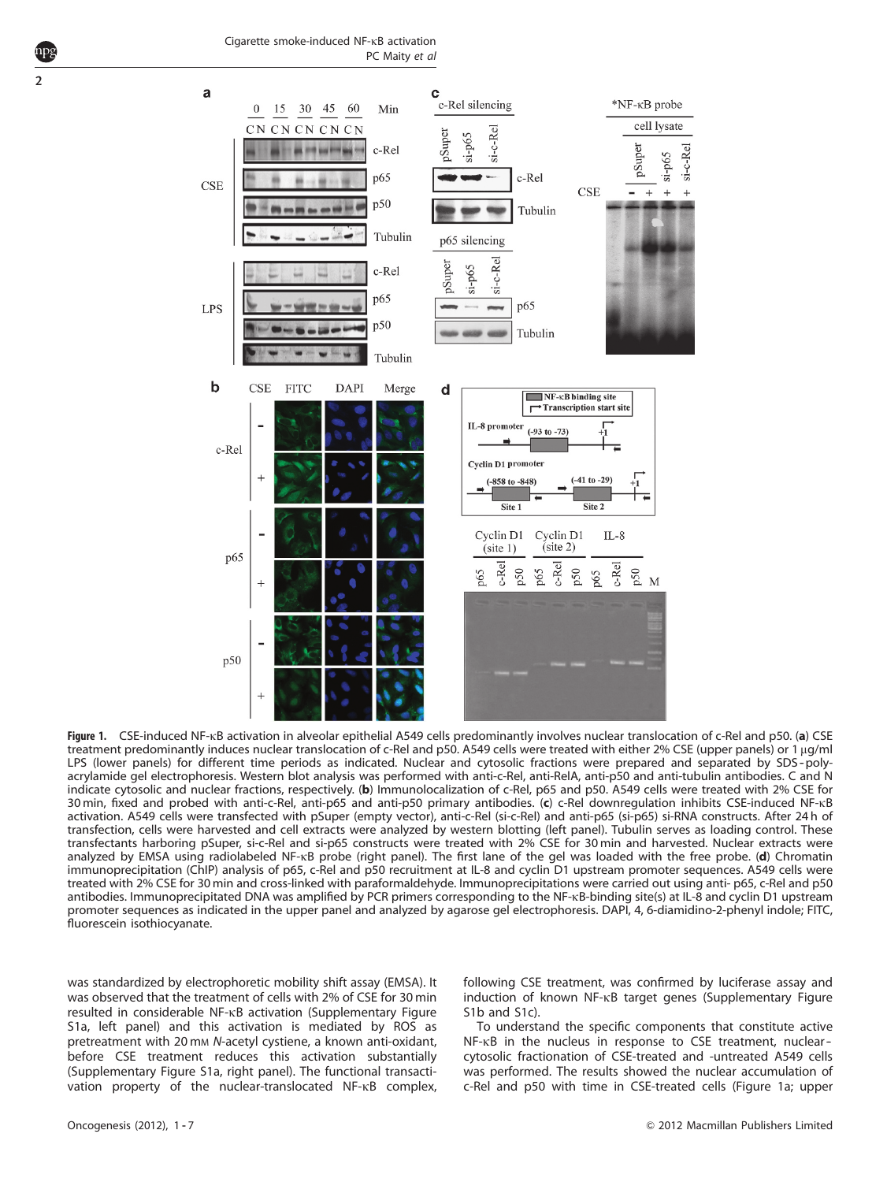a

0 15 30 45 60 Min

C N C N C N C N C N

CSE

c-Rel

p65

p50

Tubulin

LPS

c-Rel

p65

p50

Tubulin

c

c-Rel silencing

pSuper si-p65 si-c-Rel

c-Rel

Tubulin

p65 silencing

pSuper si-p65 si-c-Rel

p65

Tubulin

*NF-κB probe

cell lysate

pSuper si-p65 si-c-Rel

CSE − + + +

b

CSE FITC DAPI Merge

c-Rel

p65

p50

d

NF-κB binding site

Transcription start site

IL-8 promoter (-93 to -73) +1

Cyclin D1 promoter

(-858 to -848) (-41 to -29) +1

Site 1 Site 2

Cyclin D1 (site 1) Cyclin D1 (site 2) IL-8

p65 c-Rel p50 p65 c-Rel p50 p65 c-Rel p50 M

**Figure 1.** CSE-induced NF-κB activation in alveolar epithelial A549 cells predominantly involves nuclear translocation of c-Rel and p50. (**a**) CSE treatment predominantly induces nuclear translocation of c-Rel and p50. A549 cells were treated with either 2% CSE (upper panels) or 1 μg/ml LPS (lower panels) for different time periods as indicated. Nuclear and cytosolic fractions were prepared and separated by SDS-polyacrylamide gel electrophoresis. Western blot analysis was performed with anti-c-Rel, anti-RelA, anti-p50 and anti-tubulin antibodies. C and N indicate cytosolic and nuclear fractions, respectively. (**b**) Immunolocalization of c-Rel, p65 and p50. A549 cells were treated with 2% CSE for 30 min, fixed and probed with anti-c-Rel, anti-p65 and anti-p50 primary antibodies. (**c**) c-Rel downregulation inhibits CSE-induced NF-κB activation. A549 cells were transfected with pSuper (empty vector), anti-c-Rel (si-c-Rel) and anti-p65 (si-p65) si-RNA constructs. After 24 h of transfection, cells were harvested and cell extracts were analyzed by western blotting (left panel). Tubulin serves as loading control. These transfectants harboring pSuper, si-c-Rel and si-p65 constructs were treated with 2% CSE for 30 min and harvested. Nuclear extracts were analyzed by EMSA using radiolabeled NF-κB probe (right panel). The first lane of the gel was loaded with the free probe. (**d**) Chromatin immunoprecipitation (ChIP) analysis of p65, c-Rel and p50 recruitment at IL-8 and cyclin D1 upstream promoter sequences. A549 cells were treated with 2% CSE for 30 min and cross-linked with paraformaldehyde. Immunoprecipitations were carried out using anti- p65, c-Rel and p50 antibodies. Immunoprecipitated DNA was amplified by PCR primers corresponding to the NF-κB-binding site(s) at IL-8 and cyclin D1 upstream promoter sequences as indicated in the upper panel and analyzed by agarose gel electrophoresis. DAPI, 4, 6-diamidino-2-phenyl indole; FITC, fluorescein isothiocyanate.

was standardized by electrophoretic mobility shift assay (EMSA). It was observed that the treatment of cells with 2% of CSE for 30 min resulted in considerable NF-κB activation (Supplementary Figure S1a, left panel) and this activation is mediated by ROS as pretreatment with 20 mM *N*-acetyl cystiene, a known anti-oxidant, before CSE treatment reduces this activation substantially (Supplementary Figure S1a, right panel). The functional transactivation property of the nuclear-translocated NF-κB complex, following CSE treatment, was confirmed by luciferase assay and induction of known NF-κB target genes (Supplementary Figure S1b and S1c).

To understand the specific components that constitute active NF-κB in the nucleus in response to CSE treatment, nuclear–cytosolic fractionation of CSE-treated and -untreated A549 cells was performed. The results showed the nuclear accumulation of c-Rel and p50 with time in CSE-treated cells (Figure 1a; upper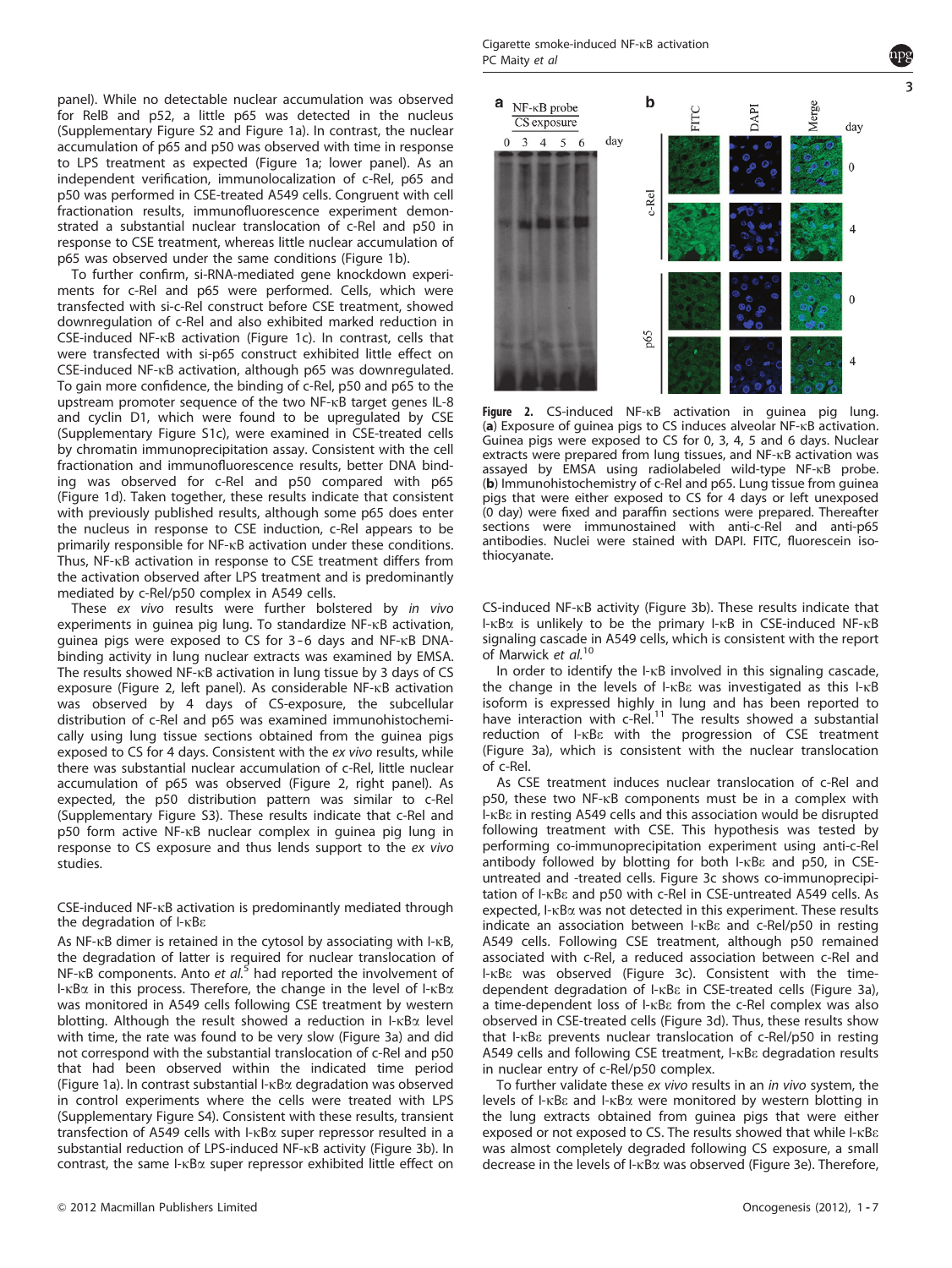panel). While no detectable nuclear accumulation was observed for RelB and p52, a little p65 was detected in the nucleus (Supplementary Figure S2 and Figure 1a). In contrast, the nuclear accumulation of p65 and p50 was observed with time in response to LPS treatment as expected (Figure 1a; lower panel). As an independent verification, immunolocalization of c-Rel, p65 and p50 was performed in CSE-treated A549 cells. Congruent with cell fractionation results, immunofluorescence experiment demonstrated a substantial nuclear translocation of c-Rel and p50 in response to CSE treatment, whereas little nuclear accumulation of p65 was observed under the same conditions (Figure 1b).

To further confirm, si-RNA-mediated gene knockdown experiments for c-Rel and p65 were performed. Cells, which were transfected with si-c-Rel construct before CSE treatment, showed downregulation of c-Rel and also exhibited marked reduction in CSE-induced NF-κB activation (Figure 1c). In contrast, cells that were transfected with si-p65 construct exhibited little effect on CSE-induced NF-κB activation, although p65 was downregulated. To gain more confidence, the binding of c-Rel, p50 and p65 to the upstream promoter sequence of the two NF-κB target genes IL-8 and cyclin D1, which were found to be upregulated by CSE (Supplementary Figure S1c), were examined in CSE-treated cells by chromatin immunoprecipitation assay. Consistent with the cell fractionation and immunofluorescence results, better DNA binding was observed for c-Rel and p50 compared with p65 (Figure 1d). Taken together, these results indicate that consistent with previously published results, although some p65 does enter the nucleus in response to CSE induction, c-Rel appears to be primarily responsible for NF-κB activation under these conditions. Thus, NF-κB activation in response to CSE treatment differs from the activation observed after LPS treatment and is predominantly mediated by c-Rel/p50 complex in A549 cells.

These *ex vivo* results were further bolstered by *in vivo* experiments in guinea pig lung. To standardize NF-κB activation, guinea pigs were exposed to CS for 3–6 days and NF-κB DNA-binding activity in lung nuclear extracts was examined by EMSA. The results showed NF-κB activation in lung tissue by 3 days of CS exposure (Figure 2, left panel). As considerable NF-κB activation was observed by 4 days of CS-exposure, the subcellular distribution of c-Rel and p65 was examined immunohistochemically using lung tissue sections obtained from the guinea pigs exposed to CS for 4 days. Consistent with the *ex vivo* results, while there was substantial nuclear accumulation of c-Rel, little nuclear accumulation of p65 was observed (Figure 2, right panel). As expected, the p50 distribution pattern was similar to c-Rel (Supplementary Figure S3). These results indicate that c-Rel and p50 form active NF-κB nuclear complex in guinea pig lung in response to CS exposure and thus lends support to the *ex vivo* studies.

a
NF-κB probe
CS exposure
0 3 4 5 6 day

b
FITC DAPI Merge
day
c-Rel
0
4
p65
0
4

**Figure 2.** CS-induced NF-κB activation in guinea pig lung. (**a**) Exposure of guinea pigs to CS induces alveolar NF-κB activation. Guinea pigs were exposed to CS for 0, 3, 4, 5 and 6 days. Nuclear extracts were prepared from lung tissues, and NF-κB activation was assayed by EMSA using radiolabeled wild-type NF-κB probe. (**b**) Immunohistochemistry of c-Rel and p65. Lung tissue from guinea pigs that were either exposed to CS for 4 days or left unexposed (0 day) were fixed and paraffin sections were prepared. Thereafter sections were immunostained with anti-c-Rel and anti-p65 antibodies. Nuclei were stained with DAPI. FITC, fluorescein isothiocyanate.

### CSE-induced NF-κB activation is predominantly mediated through the degradation of I-κBε

As NF-κB dimer is retained in the cytosol by associating with I-κB, the degradation of latter is required for nuclear translocation of NF-κB components. Anto *et al.*[5] had reported the involvement of I-κBα in this process. Therefore, the change in the level of I-κBα was monitored in A549 cells following CSE treatment by western blotting. Although the result showed a reduction in I-κBα level with time, the rate was found to be very slow (Figure 3a) and did not correspond with the substantial translocation of c-Rel and p50 that had been observed within the indicated time period (Figure 1a). In contrast substantial I-κBα degradation was observed in control experiments where the cells were treated with LPS (Supplementary Figure S4). Consistent with these results, transient transfection of A549 cells with I-κBα super repressor resulted in a substantial reduction of LPS-induced NF-κB activity (Figure 3b). In contrast, the same I-κBα super repressor exhibited little effect on CSE-induced NF-κB activity (Figure 3b). These results indicate that I-κBα is unlikely to be the primary I-κB in CSE-induced NF-κB signaling cascade in A549 cells, which is consistent with the report of Marwick *et al.*[10]

In order to identify the I-κB involved in this signaling cascade, the change in the levels of I-κBε was investigated as this I-κB isoform is expressed highly in lung and has been reported to have interaction with c-Rel.[11] The results showed a substantial reduction of I-κBε with the progression of CSE treatment (Figure 3a), which is consistent with the nuclear translocation of c-Rel.

As CSE treatment induces nuclear translocation of c-Rel and p50, these two NF-κB components must be in a complex with I-κBε in resting A549 cells and this association would be disrupted following treatment with CSE. This hypothesis was tested by performing co-immunoprecipitation experiment using anti-c-Rel antibody followed by blotting for both I-κBε and p50, in CSE-untreated and -treated cells. Figure 3c shows co-immunoprecipitation of I-κBε and p50 with c-Rel in CSE-untreated A549 cells. As expected, I-κBα was not detected in this experiment. These results indicate an association between I-κBε and c-Rel/p50 in resting A549 cells. Following CSE treatment, although p50 remained associated with c-Rel, a reduced association between c-Rel and I-κBε was observed (Figure 3c). Consistent with the time-dependent degradation of I-κBε in CSE-treated cells (Figure 3a), a time-dependent loss of I-κBε from the c-Rel complex was also observed in CSE-treated cells (Figure 3d). Thus, these results show that I-κBε prevents nuclear translocation of c-Rel/p50 in resting A549 cells and following CSE treatment, I-κBε degradation results in nuclear entry of c-Rel/p50 complex.

To further validate these *ex vivo* results in an *in vivo* system, the levels of I-κBε and I-κBα were monitored by western blotting in the lung extracts obtained from the guinea pigs that were either exposed or not exposed to CS. The results showed that while I-κBε was almost completely degraded following CS exposure, a small decrease in the levels of I-κBα was observed (Figure 3e). Therefore,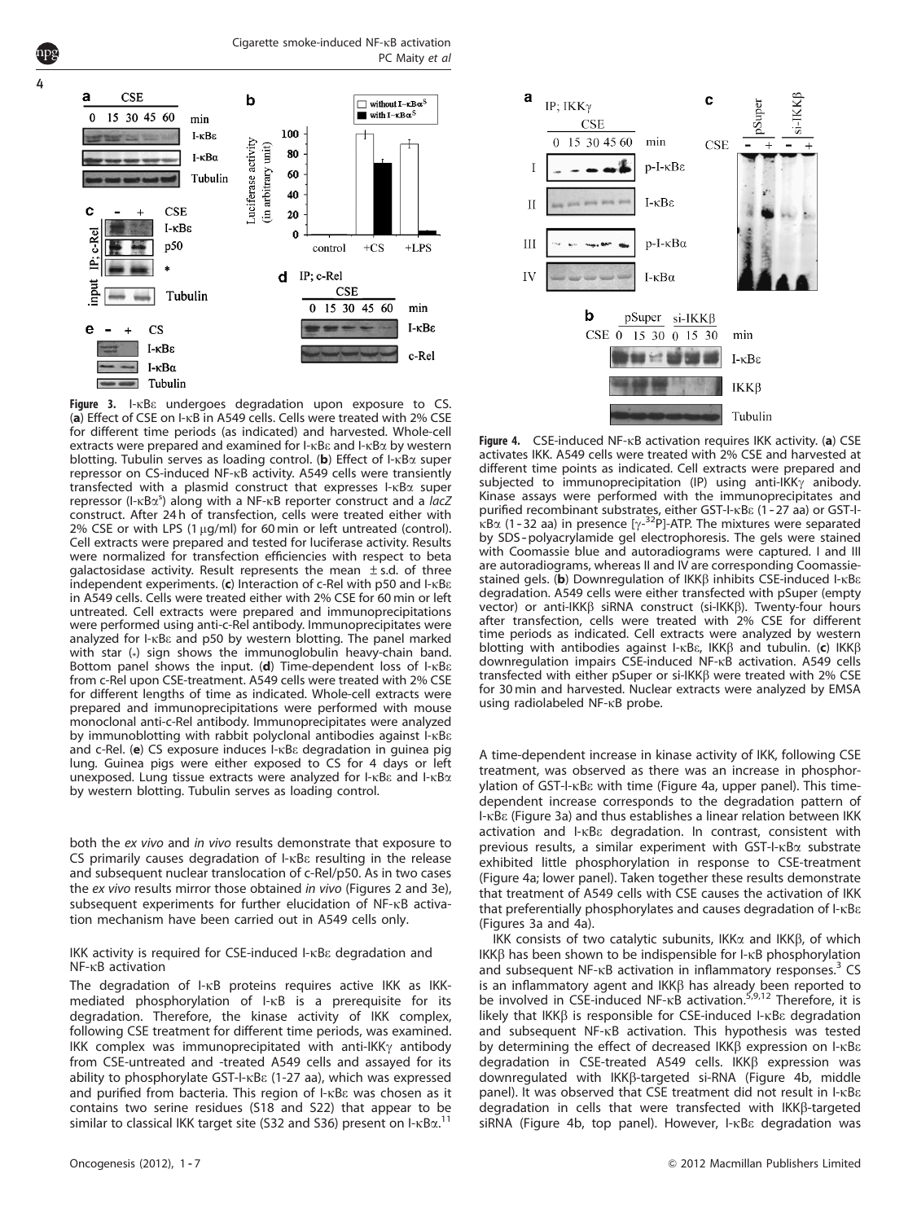a

CSE

0 15 30 45 60 min

I-κBε

I-κBα

Tubulin

b

without I-κBα$^{S}$

with I-κBα$^{S}$

Luciferase activity (in arbitrary unit)

100

80

60

40

20

0

control +CS +LPS

c

- + CSE

I-κBε

p50

*

Tubulin

IP; c-Rel

input

d IP; c-Rel

CSE

0 15 30 45 60 min

I-κBε

c-Rel

e - + CS

I-κBε

I-κBα

Tubulin

**Figure 3.** I-κBε undergoes degradation upon exposure to CS. (**a**) Effect of CSE on I-κB in A549 cells. Cells were treated with 2% CSE for different time periods (as indicated) and harvested. Whole-cell extracts were prepared and examined for I-κBε and I-κBα by western blotting. Tubulin serves as loading control. (**b**) Effect of I-κBα super repressor on CS-induced NF-κB activity. A549 cells were transiently transfected with a plasmid construct that expresses I-κBα super repressor (I-κBα$^{s}$) along with a NF-κB reporter construct and a *lacZ* construct. After 24 h of transfection, cells were treated either with 2% CSE or with LPS (1 μg/ml) for 60 min or left untreated (control). Cell extracts were prepared and tested for luciferase activity. Results were normalized for transfection efficiencies with respect to beta galactosidase activity. Result represents the mean ± s.d. of three independent experiments. (**c**) Interaction of c-Rel with p50 and I-κBε in A549 cells. Cells were treated either with 2% CSE for 60 min or left untreated. Cell extracts were prepared and immunoprecipitations were performed using anti-c-Rel antibody. Immunoprecipitates were analyzed for I-κBε and p50 by western blotting. The panel marked with star (*) sign shows the immunoglobulin heavy-chain band. Bottom panel shows the input. (**d**) Time-dependent loss of I-κBε from c-Rel upon CSE-treatment. A549 cells were treated with 2% CSE for different lengths of time as indicated. Whole-cell extracts were prepared and immunoprecipitations were performed with mouse monoclonal anti-c-Rel antibody. Immunoprecipitates were analyzed by immunoblotting with rabbit polyclonal antibodies against I-κBε and c-Rel. (**e**) CS exposure induces I-κBε degradation in guinea pig lung. Guinea pigs were either exposed to CS for 4 days or left unexposed. Lung tissue extracts were analyzed for I-κBε and I-κBα by western blotting. Tubulin serves as loading control.

both the *ex vivo* and *in vivo* results demonstrate that exposure to CS primarily causes degradation of I-κBε resulting in the release and subsequent nuclear translocation of c-Rel/p50. As in two cases the *ex vivo* results mirror those obtained *in vivo* (Figures 2 and 3e), subsequent experiments for further elucidation of NF-κB activation mechanism have been carried out in A549 cells only.

### IKK activity is required for CSE-induced I-κBε degradation and NF-κB activation

The degradation of I-κB proteins requires active IKK as IKK-mediated phosphorylation of I-κB is a prerequisite for its degradation. Therefore, the kinase activity of IKK complex, following CSE treatment for different time periods, was examined. IKK complex was immunoprecipitated with anti-IKKγ antibody from CSE-untreated and -treated A549 cells and assayed for its ability to phosphorylate GST-I-κBε (1-27 aa), which was expressed and purified from bacteria. This region of I-κBε was chosen as it contains two serine residues (S18 and S22) that appear to be similar to classical IKK target site (S32 and S36) present on I-κBα.[11]

a

IP; IKKγ

CSE

0 15 30 45 60 min

I p-I-κBε

II I-κBε

III p-I-κBα

IV I-κBα

b

pSuper si-IKKβ

CSE 0 15 30 0 15 30 min

I-κBε

IKKβ

Tubulin

c

pSuper si-IKKβ

CSE - + - +

**Figure 4.** CSE-induced NF-κB activation requires IKK activity. (**a**) CSE activates IKK. A549 cells were treated with 2% CSE and harvested at different time points as indicated. Cell extracts were prepared and subjected to immunoprecipitation (IP) using anti-IKKγ antibody. Kinase assays were performed with the immunoprecipitates and purified recombinant substrates, either GST-I-κBε (1-27 aa) or GST-I-κBα (1-32 aa) in presence [γ-$^{32}$P]-ATP. The mixtures were separated by SDS-polyacrylamide gel electrophoresis. The gels were stained with Coomassie blue and autoradiograms were captured. I and III are autoradiograms, whereas II and IV are corresponding Coomassie-stained gels. (**b**) Downregulation of IKKβ inhibits CSE-induced I-κBε degradation. A549 cells were either transfected with pSuper (empty vector) or anti-IKKβ siRNA construct (si-IKKβ). Twenty-four hours after transfection, cells were treated with 2% CSE for different time periods as indicated. Cell extracts were analyzed by western blotting with antibodies against I-κBε, IKKβ and tubulin. (**c**) IKKβ downregulation impairs CSE-induced NF-κB activation. A549 cells transfected with either pSuper or si-IKKβ were treated with 2% CSE for 30 min and harvested. Nuclear extracts were analyzed by EMSA using radiolabeled NF-κB probe.

A time-dependent increase in kinase activity of IKK, following CSE treatment, was observed as there was an increase in phosphorylation of GST-I-κBε with time (Figure 4a, upper panel). This time-dependent increase corresponds to the degradation pattern of I-κBε (Figure 3a) and thus establishes a linear relation between IKK activation and I-κBε degradation. In contrast, consistent with previous results, a similar experiment with GST-I-κBα substrate exhibited little phosphorylation in response to CSE-treatment (Figure 4a; lower panel). Taken together these results demonstrate that treatment of A549 cells with CSE causes the activation of IKK that preferentially phosphorylates and causes degradation of I-κBε (Figures 3a and 4a).

IKK consists of two catalytic subunits, IKKα and IKKβ, of which IKKβ has been shown to be indispensible for I-κB phosphorylation and subsequent NF-κB activation in inflammatory responses.[3] CS is an inflammatory agent and IKKβ has already been reported to be involved in CSE-induced NF-κB activation.[5,9,12] Therefore, it is likely that IKKβ is responsible for CSE-induced I-κBε degradation and subsequent NF-κB activation. This hypothesis was tested by determining the effect of decreased IKKβ expression on I-κBε degradation in CSE-treated A549 cells. IKKβ expression was downregulated with IKKβ-targeted si-RNA (Figure 4b, middle panel). It was observed that CSE treatment did not result in I-κBε degradation in cells that were transfected with IKKβ-targeted siRNA (Figure 4b, top panel). However, I-κBε degradation was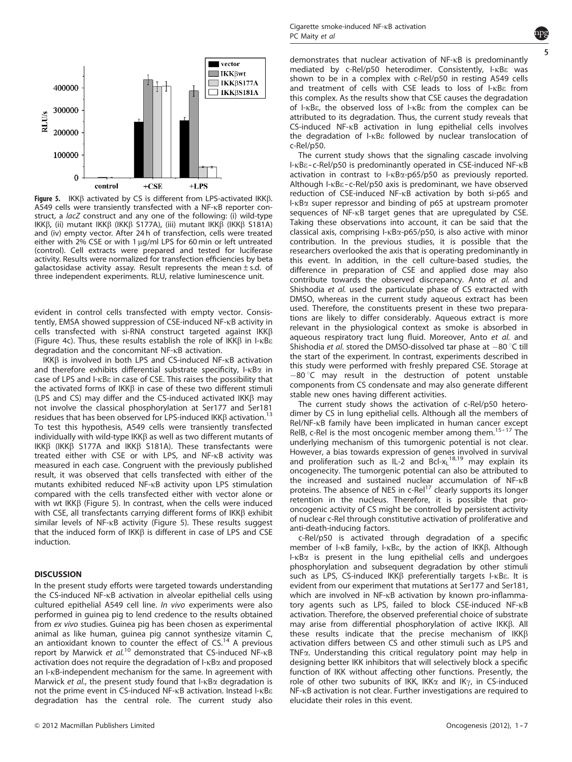vector
IKKβwt
IKKβS177A
IKKβS181A

400000
300000
200000
100000
0

RLU/s

control
+CSE
+LPS

**Figure 5.** IKKβ activated by CS is different from LPS-activated IKKβ. A549 cells were transiently transfected with a NF-κB reporter construct, a *lacZ* construct and any one of the following: (i) wild-type IKKβ, (ii) mutant IKKβ (IKKβ S177A), (iii) mutant IKKβ (IKKβ S181A) and (iv) empty vector. After 24 h of transfection, cells were treated either with 2% CSE or with 1 μg/ml LPS for 60 min or left untreated (control). Cell extracts were prepared and tested for luciferase activity. Results were normalized for transfection efficiencies by beta galactosidase activity assay. Result represents the mean ± s.d. of three independent experiments. RLU, relative luminescence unit.

evident in control cells transfected with empty vector. Consistently, EMSA showed suppression of CSE-induced NF-κB activity in cells transfected with si-RNA construct targeted against IKKβ (Figure 4c). Thus, these results establish the role of IKKβ in I-κBε degradation and the concomitant NF-κB activation.

IKKβ is involved in both LPS and CS-induced NF-κB activation and therefore exhibits differential substrate specificity, I-κBα in case of LPS and I-κBε in case of CSE. This raises the possibility that the activated forms of IKKβ in case of these two different stimuli (LPS and CS) may differ and the CS-induced activated IKKβ may not involve the classical phosphorylation at Ser177 and Ser181 residues that has been observed for LPS-induced IKKβ activation.[13] To test this hypothesis, A549 cells were transiently transfected individually with wild-type IKKβ as well as two different mutants of IKKβ (IKKβ S177A and IKKβ S181A). These transfectants were treated either with CSE or with LPS, and NF-κB activity was measured in each case. Congruent with the previously published result, it was observed that cells transfected with either of the mutants exhibited reduced NF-κB activity upon LPS stimulation compared with the cells transfected either with vector alone or with wt IKKβ (Figure 5). In contrast, when the cells were induced with CSE, all transfectants carrying different forms of IKKβ exhibit similar levels of NF-κB activity (Figure 5). These results suggest that the induced form of IKKβ is different in case of LPS and CSE induction.

## DISCUSSION

In the present study efforts were targeted towards understanding the CS-induced NF-κB activation in alveolar epithelial cells using cultured epithelial A549 cell line. *In vivo* experiments were also performed in guinea pig to lend credence to the results obtained from *ex vivo* studies. Guinea pig has been chosen as experimental animal as like human, guinea pig cannot synthesize vitamin C, an antioxidant known to counter the effect of CS.[14] A previous report by Marwick *et al.*[10] demonstrated that CS-induced NF-κB activation does not require the degradation of I-κBα and proposed an I-κB-independent mechanism for the same. In agreement with Marwick *et al.*, the present study found that I-κBα degradation is not the prime event in CS-induced NF-κB activation. Instead I-κBε degradation has the central role. The current study also demonstrates that nuclear activation of NF-κB is predominantly mediated by c-Rel/p50 heterodimer. Consistently, I-κBε was shown to be in a complex with c-Rel/p50 in resting A549 cells and treatment of cells with CSE leads to loss of I-κBε from this complex. As the results show that CSE causes the degradation of I-κBε, the observed loss of I-κBε from the complex can be attributed to its degradation. Thus, the current study reveals that CS-induced NF-κB activation in lung epithelial cells involves the degradation of I-κBε followed by nuclear translocation of c-Rel/p50.

The current study shows that the signaling cascade involving I-κBε-c-Rel/p50 is predominantly operated in CSE-induced NF-κB activation in contrast to I-κBα-p65/p50 as previously reported. Although I-κBε-c-Rel/p50 axis is predominant, we have observed reduction of CSE-induced NF-κB activation by both si-p65 and I-κBα super repressor and binding of p65 at upstream promoter sequences of NF-κB target genes that are upregulated by CSE. Taking these observations into account, it can be said that the classical axis, comprising I-κBα-p65/p50, is also active with minor contribution. In the previous studies, it is possible that the researchers overlooked the axis that is operating predominantly in this event. In addition, in the cell culture-based studies, the difference in preparation of CSE and applied dose may also contribute towards the observed discrepancy. Anto *et al.* and Shishodia *et al.* used the particulate phase of CS extracted with DMSO, whereas in the current study aqueous extract has been used. Therefore, the constituents present in these two preparations are likely to differ considerably. Aqueous extract is more relevant in the physiological context as smoke is absorbed in aqueous respiratory tract lung fluid. Moreover, Anto *et al.* and Shishodia *et al.* stored the DMSO-dissolved tar phase at −80 °C till the start of the experiment. In contrast, experiments described in this study were performed with freshly prepared CSE. Storage at −80 °C may result in the destruction of potent unstable components from CS condensate and may also generate different stable new ones having different activities.

The current study shows the activation of c-Rel/p50 heterodimer by CS in lung epithelial cells. Although all the members of Rel/NF-κB family have been implicated in human cancer except RelB, c-Rel is the most oncogenic member among them.[15-17] The underlying mechanism of this tumorgenic potential is not clear. However, a bias towards expression of genes involved in survival and proliferation such as IL-2 and Bcl-$x_L$[18,19] may explain its oncogenecity. The tumorgenic potential can also be attributed to the increased and sustained nuclear accumulation of NF-κB proteins. The absence of NES in c-Rel[17] clearly supports its longer retention in the nucleus. Therefore, it is possible that pro-oncogenic activity of CS might be controlled by persistent activity of nuclear c-Rel through constitutive activation of proliferative and anti-death-inducing factors.

c-Rel/p50 is activated through degradation of a specific member of I-κB family, I-κBε, by the action of IKKβ. Although I-κBα is present in the lung epithelial cells and undergoes phosphorylation and subsequent degradation by other stimuli such as LPS, CS-induced IKKβ preferentially targets I-κBε. It is evident from our experiment that mutations at Ser177 and Ser181, which are involved in NF-κB activation by known pro-inflammatory agents such as LPS, failed to block CSE-induced NF-κB activation. Therefore, the observed preferential choice of substrate may arise from differential phosphorylation of active IKKβ. All these results indicate that the precise mechanism of IKKβ activation differs between CS and other stimuli such as LPS and TNFα. Understanding this critical regulatory point may help in designing better IKK inhibitors that will selectively block a specific function of IKK without affecting other functions. Presently, the role of other two subunits of IKK, IKKα and IKγ, in CS-induced NF-κB activation is not clear. Further investigations are required to elucidate their roles in this event.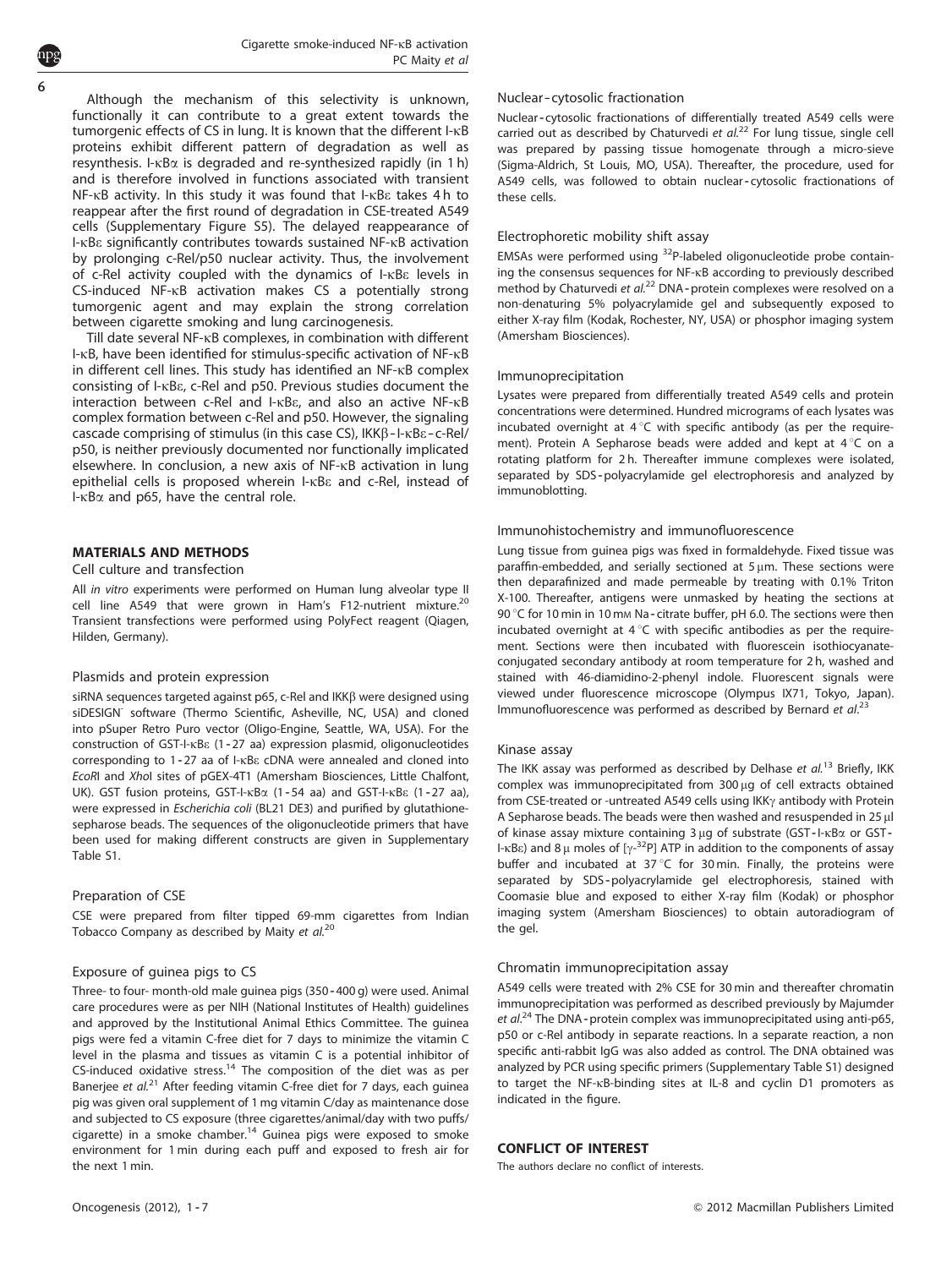Although the mechanism of this selectivity is unknown, functionally it can contribute to a great extent towards the tumorgenic effects of CS in lung. It is known that the different I-κB proteins exhibit different pattern of degradation as well as resynthesis. I-κBα is degraded and re-synthesized rapidly (in 1 h) and is therefore involved in functions associated with transient NF-κB activity. In this study it was found that I-κBε takes 4 h to reappear after the first round of degradation in CSE-treated A549 cells (Supplementary Figure S5). The delayed reappearance of I-κBε significantly contributes towards sustained NF-κB activation by prolonging c-Rel/p50 nuclear activity. Thus, the involvement of c-Rel activity coupled with the dynamics of I-κBε levels in CS-induced NF-κB activation makes CS a potentially strong tumorgenic agent and may explain the strong correlation between cigarette smoking and lung carcinogenesis.

Till date several NF-κB complexes, in combination with different I-κB, have been identified for stimulus-specific activation of NF-κB in different cell lines. This study has identified an NF-κB complex consisting of I-κBε, c-Rel and p50. Previous studies document the interaction between c-Rel and I-κBε, and also an active NF-κB complex formation between c-Rel and p50. However, the signaling cascade comprising of stimulus (in this case CS), IKKβ–I-κBε–c-Rel/p50, is neither previously documented nor functionally implicated elsewhere. In conclusion, a new axis of NF-κB activation in lung epithelial cells is proposed wherein I-κBε and c-Rel, instead of I-κBα and p65, have the central role.

## MATERIALS AND METHODS

### Cell culture and transfection

All *in vitro* experiments were performed on Human lung alveolar type II cell line A549 that were grown in Ham's F12-nutrient mixture.[20] Transient transfections were performed using PolyFect reagent (Qiagen, Hilden, Germany).

### Plasmids and protein expression

siRNA sequences targeted against p65, c-Rel and IKKβ were designed using siDESIGN™ software (Thermo Scientific, Asheville, NC, USA) and cloned into pSuper Retro Puro vector (Oligo-Engine, Seattle, WA, USA). For the construction of GST-I-κBε (1–27 aa) expression plasmid, oligonucleotides corresponding to 1–27 aa of I-κBε cDNA were annealed and cloned into *EcoR*I and *Xho*I sites of pGEX-4T1 (Amersham Biosciences, Little Chalfont, UK). GST fusion proteins, GST-I-κBα (1–54 aa) and GST-I-κBε (1–27 aa), were expressed in *Escherichia coli* (BL21 DE3) and purified by glutathione-sepharose beads. The sequences of the oligonucleotide primers that have been used for making different constructs are given in Supplementary Table S1.

### Preparation of CSE

CSE were prepared from filter tipped 69-mm cigarettes from Indian Tobacco Company as described by Maity *et al.*[20]

### Exposure of guinea pigs to CS

Three- to four- month-old male guinea pigs (350–400 g) were used. Animal care procedures were as per NIH (National Institutes of Health) guidelines and approved by the Institutional Animal Ethics Committee. The guinea pigs were fed a vitamin C-free diet for 7 days to minimize the vitamin C level in the plasma and tissues as vitamin C is a potential inhibitor of CS-induced oxidative stress.[14] The composition of the diet was as per Banerjee *et al.*[21] After feeding vitamin C-free diet for 7 days, each guinea pig was given oral supplement of 1 mg vitamin C/day as maintenance dose and subjected to CS exposure (three cigarettes/animal/day with two puffs/cigarette) in a smoke chamber.[14] Guinea pigs were exposed to smoke environment for 1 min during each puff and exposed to fresh air for the next 1 min.

### Nuclear–cytosolic fractionation

Nuclear–cytosolic fractionations of differentially treated A549 cells were carried out as described by Chaturvedi *et al.*[22] For lung tissue, single cell was prepared by passing tissue homogenate through a micro-sieve (Sigma-Aldrich, St Louis, MO, USA). Thereafter, the procedure, used for A549 cells, was followed to obtain nuclear–cytosolic fractionations of these cells.

### Electrophoretic mobility shift assay

EMSAs were performed using $^{32}$P-labeled oligonucleotide probe containing the consensus sequences for NF-κB according to previously described method by Chaturvedi *et al.*[22] DNA–protein complexes were resolved on a non-denaturing 5% polyacrylamide gel and subsequently exposed to either X-ray film (Kodak, Rochester, NY, USA) or phosphor imaging system (Amersham Biosciences).

### Immunoprecipitation

Lysates were prepared from differentially treated A549 cells and protein concentrations were determined. Hundred micrograms of each lysates was incubated overnight at 4 °C with specific antibody (as per the requirement). Protein A Sepharose beads were added and kept at 4 °C on a rotating platform for 2 h. Thereafter immune complexes were isolated, separated by SDS–polyacrylamide gel electrophoresis and analyzed by immunoblotting.

### Immunohistochemistry and immunofluorescence

Lung tissue from guinea pigs was fixed in formaldehyde. Fixed tissue was paraffin-embedded, and serially sectioned at 5 μm. These sections were then deparafinized and made permeable by treating with 0.1% Triton X-100. Thereafter, antigens were unmasked by heating the sections at 90 °C for 10 min in 10 mM Na–citrate buffer, pH 6.0. The sections were then incubated overnight at 4 °C with specific antibodies as per the requirement. Sections were then incubated with fluorescein isothiocyanate-conjugated secondary antibody at room temperature for 2 h, washed and stained with 46-diamidino-2-phenyl indole. Fluorescent signals were viewed under fluorescence microscope (Olympus IX71, Tokyo, Japan). Immunofluorescence was performed as described by Bernard *et al.*[23]

### Kinase assay

The IKK assay was performed as described by Delhase *et al.*[13] Briefly, IKK complex was immunoprecipitated from 300 μg of cell extracts obtained from CSE-treated or -untreated A549 cells using IKKγ antibody with Protein A Sepharose beads. The beads were then washed and resuspended in 25 μl of kinase assay mixture containing 3 μg of substrate (GST–I-κBα or GST–I-κBε) and 8 μ moles of [γ-$^{32}$P] ATP in addition to the components of assay buffer and incubated at 37 °C for 30 min. Finally, the proteins were separated by SDS–polyacrylamide gel electrophoresis, stained with Coomasie blue and exposed to either X-ray film (Kodak) or phosphor imaging system (Amersham Biosciences) to obtain autoradiogram of the gel.

### Chromatin immunoprecipitation assay

A549 cells were treated with 2% CSE for 30 min and thereafter chromatin immunoprecipitation was performed as described previously by Majumder *et al.*[24] The DNA–protein complex was immunoprecipitated using anti-p65, p50 or c-Rel antibody in separate reactions. In a separate reaction, a non specific anti-rabbit IgG was also added as control. The DNA obtained was analyzed by PCR using specific primers (Supplementary Table S1) designed to target the NF-κB-binding sites at IL-8 and cyclin D1 promoters as indicated in the figure.

## CONFLICT OF INTEREST

The authors declare no conflict of interests.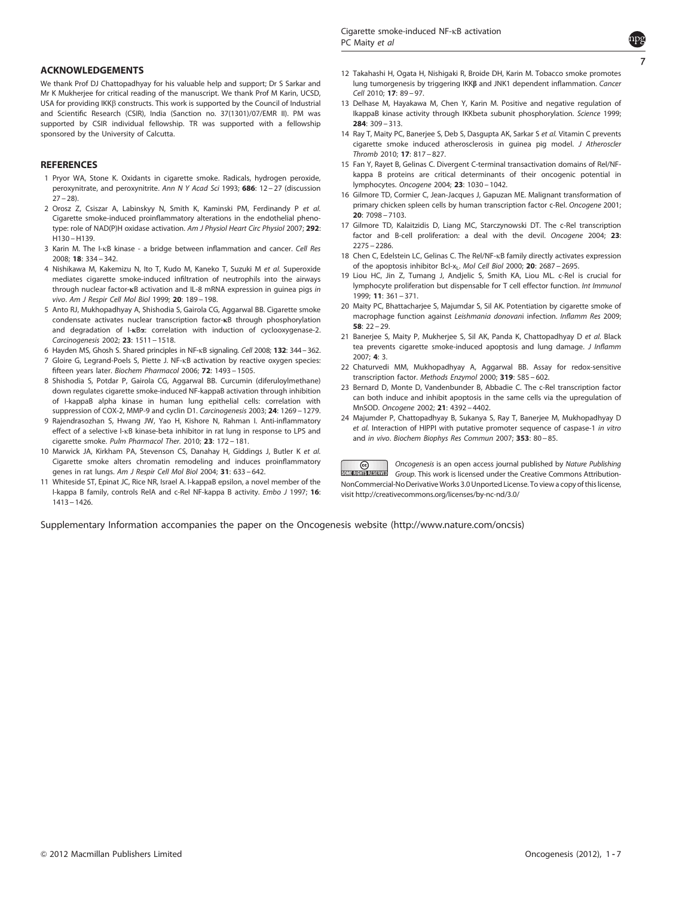## ACKNOWLEDGEMENTS

We thank Prof DJ Chattopadhyay for his valuable help and support; Dr S Sarkar and Mr K Mukherjee for critical reading of the manuscript. We thank Prof M Karin, UCSD, USA for providing IKKβ constructs. This work is supported by the Council of Industrial and Scientific Research (CSIR), India (Sanction no. 37(1301)/07/EMR II). PM was supported by CSIR individual fellowship. TR was supported with a fellowship sponsored by the University of Calcutta.

## REFERENCES

1 Pryor WA, Stone K. Oxidants in cigarette smoke. Radicals, hydrogen peroxide, peroxynitrate, and peroxynitrite. *Ann N Y Acad Sci* 1993; **686**: 12–27 (discussion 27–28).

2 Orosz Z, Csiszar A, Labinskyy N, Smith K, Kaminski PM, Ferdinandy P *et al.* Cigarette smoke-induced proinflammatory alterations in the endothelial phenotype: role of NAD(P)H oxidase activation. *Am J Physiol Heart Circ Physiol* 2007; **292**: H130–H139.

3 Karin M. The I-κB kinase - a bridge between inflammation and cancer. *Cell Res* 2008; **18**: 334–342.

4 Nishikawa M, Kakemizu N, Ito T, Kudo M, Kaneko T, Suzuki M *et al.* Superoxide mediates cigarette smoke-induced infiltration of neutrophils into the airways through nuclear factor-κB activation and IL-8 mRNA expression in guinea pigs *in vivo*. *Am J Respir Cell Mol Biol* 1999; **20**: 189–198.

5 Anto RJ, Mukhopadhyay A, Shishodia S, Gairola CG, Aggarwal BB. Cigarette smoke condensate activates nuclear transcription factor-κB through phosphorylation and degradation of I-κBα: correlation with induction of cyclooxygenase-2. *Carcinogenesis* 2002; **23**: 1511–1518.

6 Hayden MS, Ghosh S. Shared principles in NF-κB signaling. *Cell* 2008; **132**: 344–362.

7 Gloire G, Legrand-Poels S, Piette J. NF-κB activation by reactive oxygen species: fifteen years later. *Biochem Pharmacol* 2006; **72**: 1493–1505.

8 Shishodia S, Potdar P, Gairola CG, Aggarwal BB. Curcumin (diferuloylmethane) down regulates cigarette smoke-induced NF-kappaB activation through inhibition of I-kappaB alpha kinase in human lung epithelial cells: correlation with suppression of COX-2, MMP-9 and cyclin D1. *Carcinogenesis* 2003; **24**: 1269–1279.

9 Rajendrasozhan S, Hwang JW, Yao H, Kishore N, Rahman I. Anti-inflammatory effect of a selective I-κB kinase-beta inhibitor in rat lung in response to LPS and cigarette smoke. *Pulm Pharmacol Ther.* 2010; **23**: 172–181.

10 Marwick JA, Kirkham PA, Stevenson CS, Danahay H, Giddings J, Butler K *et al.* Cigarette smoke alters chromatin remodeling and induces proinflammatory genes in rat lungs. *Am J Respir Cell Mol Biol* 2004; **31**: 633–642.

11 Whiteside ST, Epinat JC, Rice NR, Israel A. I-kappaB epsilon, a novel member of the I-kappa B family, controls RelA and c-Rel NF-kappa B activity. *Embo J* 1997; **16**: 1413–1426.

12 Takahashi H, Ogata H, Nishigaki R, Broide DH, Karin M. Tobacco smoke promotes lung tumorgenesis by triggering IKKβ and JNK1 dependent inflammation. *Cancer Cell* 2010; **17**: 89–97.

13 Delhase M, Hayakawa M, Chen Y, Karin M. Positive and negative regulation of IkappaB kinase activity through IKKbeta subunit phosphorylation. *Science* 1999; **284**: 309–313.

14 Ray T, Maity PC, Banerjee S, Deb S, Dasgupta AK, Sarkar S *et al.* Vitamin C prevents cigarette smoke induced atherosclerosis in guinea pig model. *J Atheroscler Thromb* 2010; **17**: 817–827.

15 Fan Y, Rayet B, Gelinas C. Divergent C-terminal transactivation domains of Rel/NF-kappa B proteins are critical determinants of their oncogenic potential in lymphocytes. *Oncogene* 2004; **23**: 1030–1042.

16 Gilmore TD, Cormier C, Jean-Jacques J, Gapuzan ME. Malignant transformation of primary chicken spleen cells by human transcription factor c-Rel. *Oncogene* 2001; **20**: 7098–7103.

17 Gilmore TD, Kalaitzidis D, Liang MC, Starczynowski DT. The c-Rel transcription factor and B-cell proliferation: a deal with the devil. *Oncogene* 2004; **23**: 2275–2286.

18 Chen C, Edelstein LC, Gelinas C. The Rel/NF-κB family directly activates expression of the apoptosis inhibitor Bcl-$x_L$. *Mol Cell Biol* 2000; **20**: 2687–2695.

19 Liou HC, Jin Z, Tumang J, Andjelic S, Smith KA, Liou ML. c-Rel is crucial for lymphocyte proliferation but dispensable for T cell effector function. *Int Immunol* 1999; **11**: 361–371.

20 Maity PC, Bhattacharjee S, Majumdar S, Sil AK. Potentiation by cigarette smoke of macrophage function against *Leishmania donovani* infection. *Inflamm Res* 2009; **58**: 22–29.

21 Banerjee S, Maity P, Mukherjee S, Sil AK, Panda K, Chattopadhyay D *et al.* Black tea prevents cigarette smoke-induced apoptosis and lung damage. *J Inflamm* 2007; **4**: 3.

22 Chaturvedi MM, Mukhopadhyay A, Aggarwal BB. Assay for redox-sensitive transcription factor. *Methods Enzymol* 2000; **319**: 585–602.

23 Bernard D, Monte D, Vandenbunder B, Abbadie C. The c-Rel transcription factor can both induce and inhibit apoptosis in the same cells via the upregulation of MnSOD. *Oncogene* 2002; **21**: 4392–4402.

24 Majumder P, Chattopadhyay B, Sukanya S, Ray T, Banerjee M, Mukhopadhyay D *et al.* Interaction of HIPPI with putative promoter sequence of caspase-1 *in vitro* and *in vivo*. *Biochem Biophys Res Commun* 2007; **353**: 80–85.

*Oncogenesis* is an open access journal published by *Nature Publishing Group*. This work is licensed under the Creative Commons Attribution-NonCommercial-No Derivative Works 3.0 Unported License. To view a copy of this license, visit http://creativecommons.org/licenses/by-nc-nd/3.0/

Supplementary Information accompanies the paper on the Oncogenesis website (http://www.nature.com/oncsis)